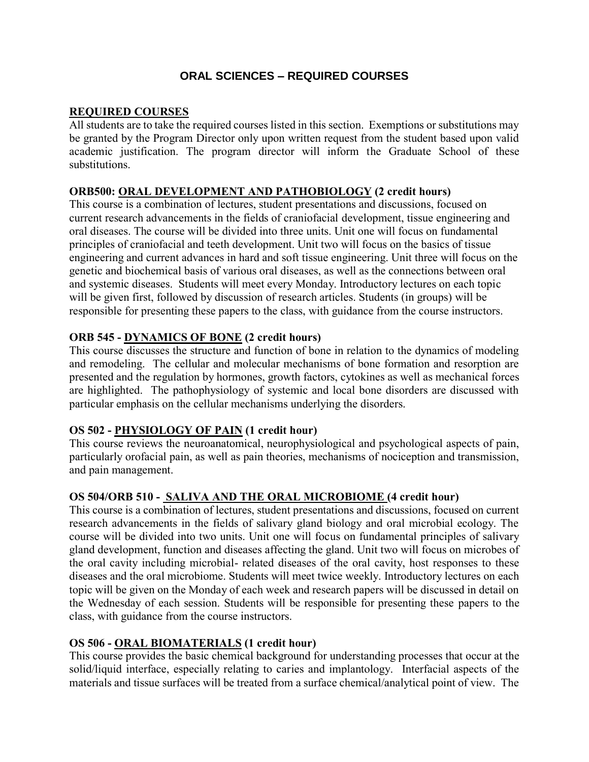# ORAL SCIENCES – REQUIRED COURSES

## REQUIRED COURSES

All students are to take the required courses listed in this section. Exemptions or substitutions may be granted by the Program Director only upon written request from the student based upon valid academic justification. The program director will inform the Graduate School of these substitutions.

### ORB500: ORAL DEVELOPMENT AND PATHOBIOLOGY (2 credit hours)

This course is a combination of lectures, student presentations and discussions, focused on current research advancements in the fields of craniofacial development, tissue engineering and oral diseases. The course will be divided into three units. Unit one will focus on fundamental principles of craniofacial and teeth development. Unit two will focus on the basics of tissue engineering and current advances in hard and soft tissue engineering. Unit three will focus on the genetic and biochemical basis of various oral diseases, as well as the connections between oral and systemic diseases. Students will meet every Monday. Introductory lectures on each topic will be given first, followed by discussion of research articles. Students (in groups) will be responsible for presenting these papers to the class, with guidance from the course instructors.

### ORB 545 - DYNAMICS OF BONE (2 credit hours)

This course discusses the structure and function of bone in relation to the dynamics of modeling and remodeling. The cellular and molecular mechanisms of bone formation and resorption are presented and the regulation by hormones, growth factors, cytokines as well as mechanical forces are highlighted. The pathophysiology of systemic and local bone disorders are discussed with particular emphasis on the cellular mechanisms underlying the disorders.

### OS 502 - PHYSIOLOGY OF PAIN (1 credit hour)

This course reviews the neuroanatomical, neurophysiological and psychological aspects of pain, particularly orofacial pain, as well as pain theories, mechanisms of nociception and transmission, and pain management.

### OS 504/ORB 510 - SALIVA AND THE ORAL MICROBIOME (4 credit hour)

This course is a combination of lectures, student presentations and discussions, focused on current research advancements in the fields of salivary gland biology and oral microbial ecology. The course will be divided into two units. Unit one will focus on fundamental principles of salivary gland development, function and diseases affecting the gland. Unit two will focus on microbes of the oral cavity including microbial- related diseases of the oral cavity, host responses to these diseases and the oral microbiome. Students will meet twice weekly. Introductory lectures on each topic will be given on the Monday of each week and research papers will be discussed in detail on the Wednesday of each session. Students will be responsible for presenting these papers to the class, with guidance from the course instructors.

### OS 506 - ORAL BIOMATERIALS (1 credit hour)

This course provides the basic chemical background for understanding processes that occur at the solid/liquid interface, especially relating to caries and implantology. Interfacial aspects of the materials and tissue surfaces will be treated from a surface chemical/analytical point of view. The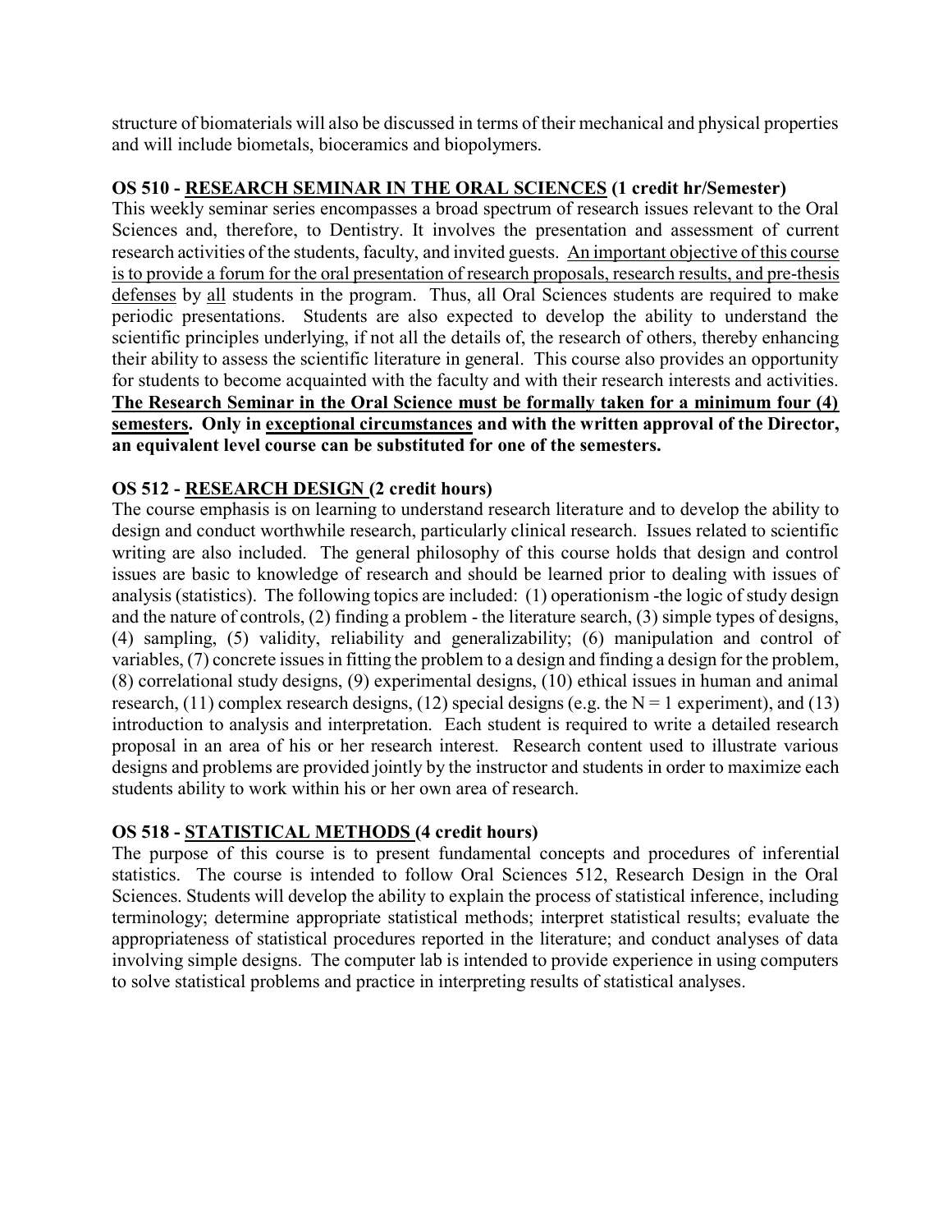structure of biomaterials will also be discussed in terms of their mechanical and physical properties and will include biometals, bioceramics and biopolymers.

**OS 510 - <u>RESEARCH SEMINAR IN THE ORAL SCIENCES</u> (1 credit hr/Semester)**

This weekly seminar series encompasses a broad spectrum of research issues relevant to the Oral Sciences and, therefore, to Dentistry. It involves the presentation and assessment of current research activities of the students, faculty, and invited guests. <u>An important objective of this course is to provide a forum for the oral presentation of research proposals, research results, and pre-thesis defenses</u> by <u>all</u> students in the program. Thus, all Oral Sciences students are required to make periodic presentations. Students are also expected to develop the ability to understand the scientific principles underlying, if not all the details of, the research of others, thereby enhancing their ability to assess the scientific literature in general. This course also provides an opportunity for students to become acquainted with the faculty and with their research interests and activities. **<u>The Research Seminar in the Oral Science must be formally taken for a minimum four (4) semesters</u>. Only in <u>exceptional circumstances</u> and with the written approval of the Director, an equivalent level course can be substituted for one of the semesters.**

**OS 512 - <u>RESEARCH DESIGN</u> (2 credit hours)**

The course emphasis is on learning to understand research literature and to develop the ability to design and conduct worthwhile research, particularly clinical research. Issues related to scientific writing are also included. The general philosophy of this course holds that design and control issues are basic to knowledge of research and should be learned prior to dealing with issues of analysis (statistics). The following topics are included: (1) operationism -the logic of study design and the nature of controls, (2) finding a problem - the literature search, (3) simple types of designs, (4) sampling, (5) validity, reliability and generalizability; (6) manipulation and control of variables, (7) concrete issues in fitting the problem to a design and finding a design for the problem, (8) correlational study designs, (9) experimental designs, (10) ethical issues in human and animal research, (11) complex research designs, (12) special designs (e.g. the N = 1 experiment), and (13) introduction to analysis and interpretation. Each student is required to write a detailed research proposal in an area of his or her research interest. Research content used to illustrate various designs and problems are provided jointly by the instructor and students in order to maximize each students ability to work within his or her own area of research.

**OS 518 - <u>STATISTICAL METHODS</u> (4 credit hours)**

The purpose of this course is to present fundamental concepts and procedures of inferential statistics. The course is intended to follow Oral Sciences 512, Research Design in the Oral Sciences. Students will develop the ability to explain the process of statistical inference, including terminology; determine appropriate statistical methods; interpret statistical results; evaluate the appropriateness of statistical procedures reported in the literature; and conduct analyses of data involving simple designs. The computer lab is intended to provide experience in using computers to solve statistical problems and practice in interpreting results of statistical analyses.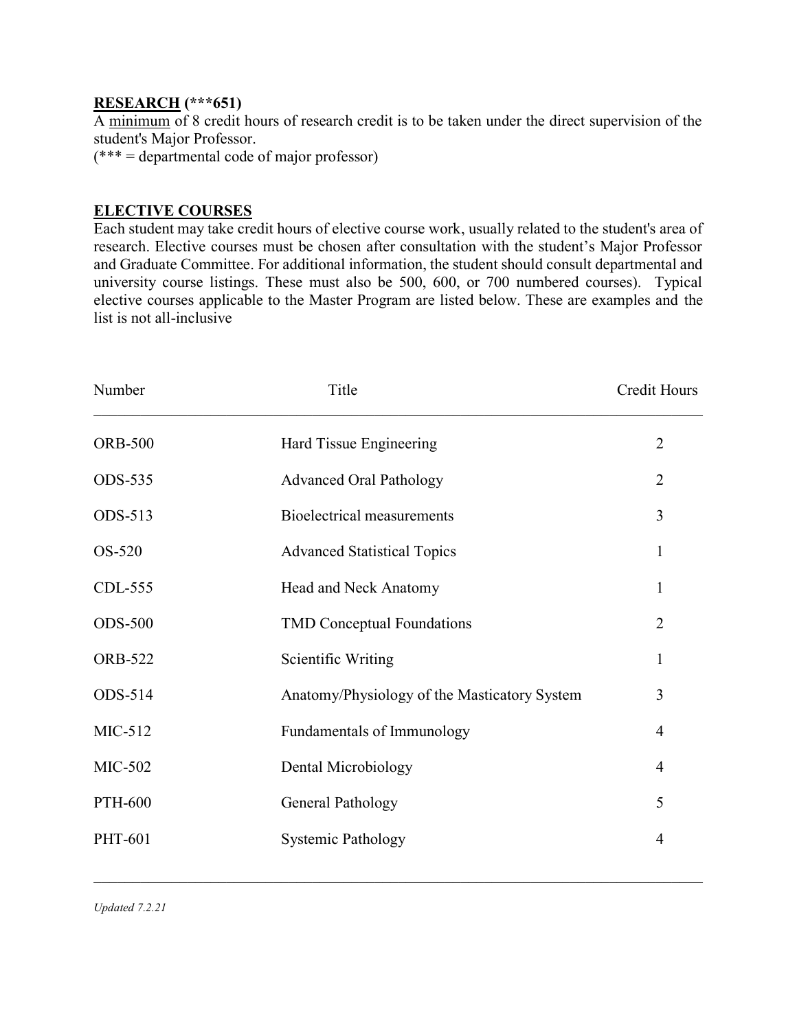## <u>RESEARCH</u> (***651)

A <u>minimum</u> of 8 credit hours of research credit is to be taken under the direct supervision of the student's Major Professor.
(*** = departmental code of major professor)

## <u>ELECTIVE COURSES</u>

Each student may take credit hours of elective course work, usually related to the student's area of research. Elective courses must be chosen after consultation with the student's Major Professor and Graduate Committee. For additional information, the student should consult departmental and university course listings. These must also be 500, 600, or 700 numbered courses). Typical elective courses applicable to the Master Program are listed below. These are examples and the list is not all-inclusive

| Number | Title | Credit Hours |
|---|---|---|
| ORB-500 | Hard Tissue Engineering | 2 |
| ODS-535 | Advanced Oral Pathology | 2 |
| ODS-513 | Bioelectrical measurements | 3 |
| OS-520 | Advanced Statistical Topics | 1 |
| CDL-555 | Head and Neck Anatomy | 1 |
| ODS-500 | TMD Conceptual Foundations | 2 |
| ORB-522 | Scientific Writing | 1 |
| ODS-514 | Anatomy/Physiology of the Masticatory System | 3 |
| MIC-512 | Fundamentals of Immunology | 4 |
| MIC-502 | Dental Microbiology | 4 |
| PTH-600 | General Pathology | 5 |
| PHT-601 | Systemic Pathology | 4 |

*Updated 7.2.21*